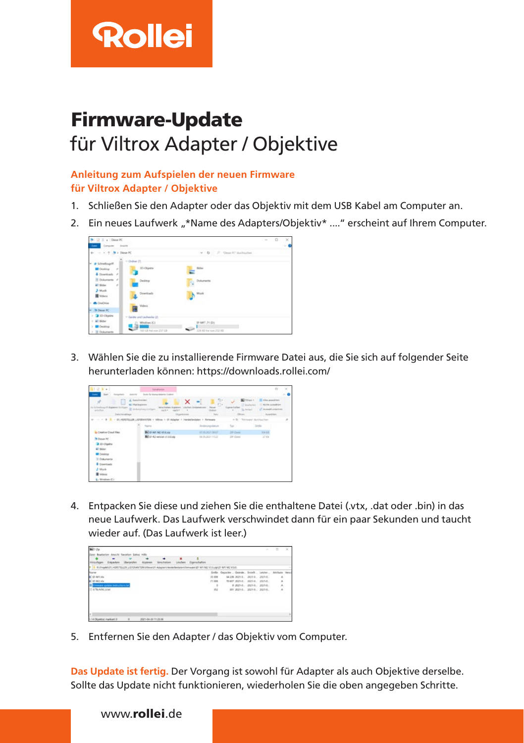Rollei

# Firmware-Update

## für Viltrox Adapter / Objektive

**Anleitung zum Aufspielen der neuen Firmware für Viltrox Adapter / Objektive**

1. Schließen Sie den Adapter oder das Objektiv mit dem USB Kabel am Computer an.
2. Ein neues Laufwerk „*Name des Adapters/Objektiv* ....“ erscheint auf Ihrem Computer.
3. Wählen Sie die zu installierende Firmware Datei aus, die Sie sich auf folgender Seite herunterladen können: https://downloads.rollei.com/
4. Entpacken Sie diese und ziehen Sie die enthaltene Datei (.vtx, .dat oder .bin) in das neue Laufwerk. Das Laufwerk verschwindet dann für ein paar Sekunden und taucht wieder auf. (Das Laufwerk ist leer.)
5. Entfernen Sie den Adapter / das Objektiv vom Computer.

**Das Update ist fertig.** Der Vorgang ist sowohl für Adapter als auch Objektive derselbe. Sollte das Update nicht funktionieren, wiederholen Sie die oben angegeben Schritte.

www.**rollei**.de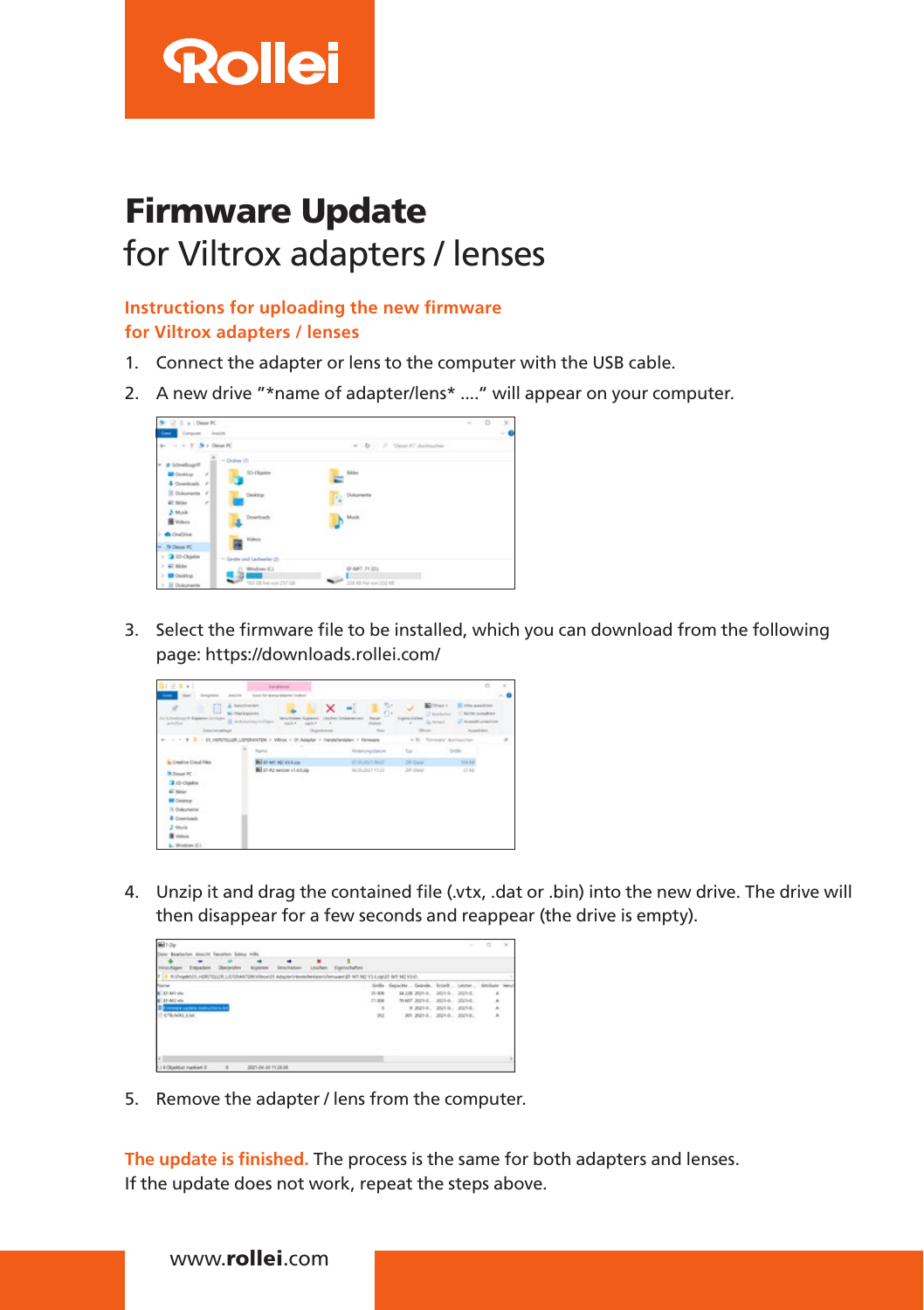# Firmware Update

for Viltrox adapters / lenses

**Instructions for uploading the new firmware for Viltrox adapters / lenses**

1. Connect the adapter or lens to the computer with the USB cable.
2. A new drive "*name of adapter/lens* ...." will appear on your computer.
3. Select the firmware file to be installed, which you can download from the following page: https://downloads.rollei.com/
4. Unzip it and drag the contained file (.vtx, .dat or .bin) into the new drive. The drive will then disappear for a few seconds and reappear (the drive is empty).
5. Remove the adapter / lens from the computer.

**The update is finished.** The process is the same for both adapters and lenses. If the update does not work, repeat the steps above.

www.**rollei**.com